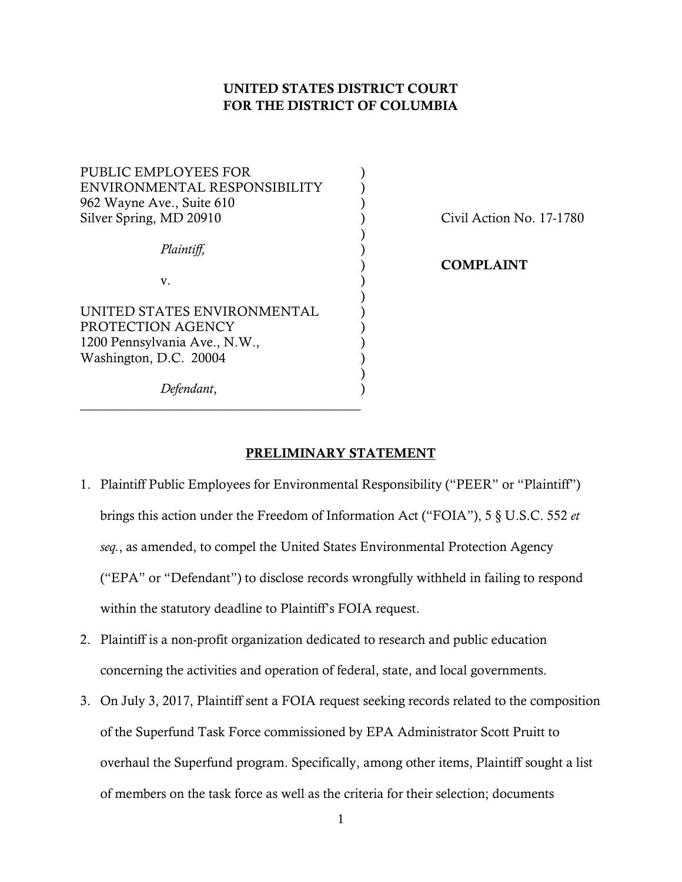**UNITED STATES DISTRICT COURT**
**FOR THE DISTRICT OF COLUMBIA**

PUBLIC EMPLOYEES FOR ENVIRONMENTAL RESPONSIBILITY
962 Wayne Ave., Suite 610
Silver Spring, MD 20910

*Plaintiff,*

v.

UNITED STATES ENVIRONMENTAL PROTECTION AGENCY
1200 Pennsylvania Ave., N.W.,
Washington, D.C. 20004

*Defendant*,

Civil Action No. 17-1780

**COMPLAINT**

## PRELIMINARY STATEMENT

1. Plaintiff Public Employees for Environmental Responsibility ("PEER" or "Plaintiff") brings this action under the Freedom of Information Act ("FOIA"), 5 § U.S.C. 552 *et seq.*, as amended, to compel the United States Environmental Protection Agency ("EPA" or "Defendant") to disclose records wrongfully withheld in failing to respond within the statutory deadline to Plaintiff's FOIA request.
2. Plaintiff is a non-profit organization dedicated to research and public education concerning the activities and operation of federal, state, and local governments.
3. On July 3, 2017, Plaintiff sent a FOIA request seeking records related to the composition of the Superfund Task Force commissioned by EPA Administrator Scott Pruitt to overhaul the Superfund program. Specifically, among other items, Plaintiff sought a list of members on the task force as well as the criteria for their selection; documents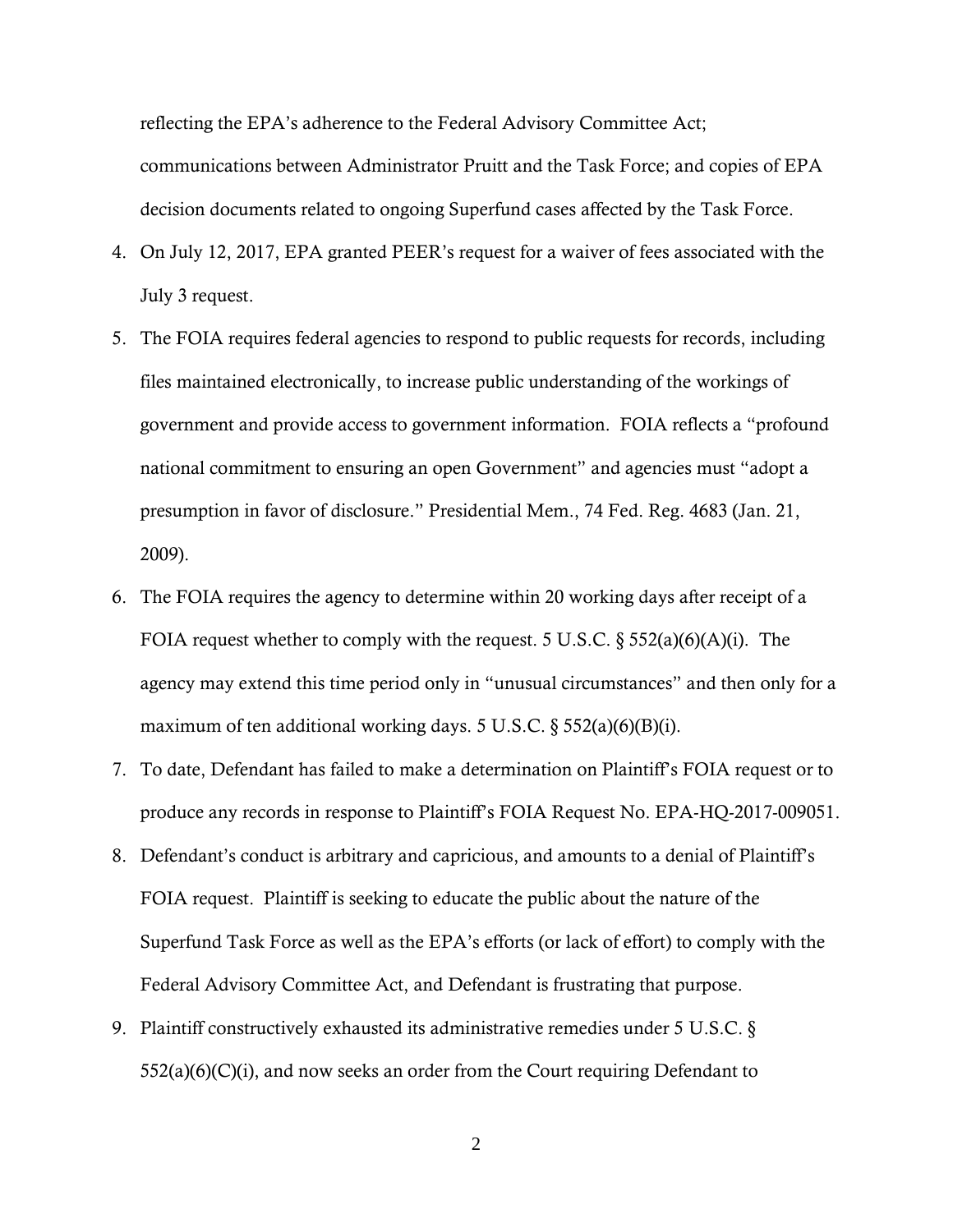reflecting the EPA's adherence to the Federal Advisory Committee Act; communications between Administrator Pruitt and the Task Force; and copies of EPA decision documents related to ongoing Superfund cases affected by the Task Force.

4. On July 12, 2017, EPA granted PEER's request for a waiver of fees associated with the July 3 request.
5. The FOIA requires federal agencies to respond to public requests for records, including files maintained electronically, to increase public understanding of the workings of government and provide access to government information. FOIA reflects a "profound national commitment to ensuring an open Government" and agencies must "adopt a presumption in favor of disclosure." Presidential Mem., 74 Fed. Reg. 4683 (Jan. 21, 2009).
6. The FOIA requires the agency to determine within 20 working days after receipt of a FOIA request whether to comply with the request. 5 U.S.C. § 552(a)(6)(A)(i). The agency may extend this time period only in "unusual circumstances" and then only for a maximum of ten additional working days. 5 U.S.C. § 552(a)(6)(B)(i).
7. To date, Defendant has failed to make a determination on Plaintiff's FOIA request or to produce any records in response to Plaintiff's FOIA Request No. EPA-HQ-2017-009051.
8. Defendant's conduct is arbitrary and capricious, and amounts to a denial of Plaintiff's FOIA request. Plaintiff is seeking to educate the public about the nature of the Superfund Task Force as well as the EPA's efforts (or lack of effort) to comply with the Federal Advisory Committee Act, and Defendant is frustrating that purpose.
9. Plaintiff constructively exhausted its administrative remedies under 5 U.S.C. § 552(a)(6)(C)(i), and now seeks an order from the Court requiring Defendant to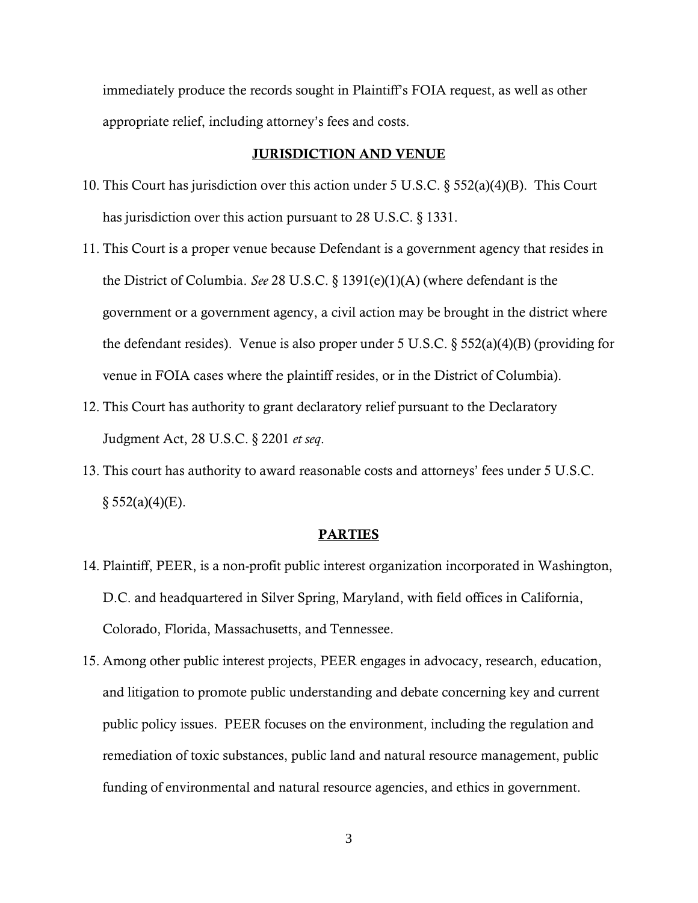immediately produce the records sought in Plaintiff's FOIA request, as well as other appropriate relief, including attorney's fees and costs.

## JURISDICTION AND VENUE

10. This Court has jurisdiction over this action under 5 U.S.C. § 552(a)(4)(B). This Court has jurisdiction over this action pursuant to 28 U.S.C. § 1331.

11. This Court is a proper venue because Defendant is a government agency that resides in the District of Columbia. *See* 28 U.S.C. § 1391(e)(1)(A) (where defendant is the government or a government agency, a civil action may be brought in the district where the defendant resides). Venue is also proper under 5 U.S.C. § 552(a)(4)(B) (providing for venue in FOIA cases where the plaintiff resides, or in the District of Columbia).

12. This Court has authority to grant declaratory relief pursuant to the Declaratory Judgment Act, 28 U.S.C. § 2201 *et seq*.

13. This court has authority to award reasonable costs and attorneys' fees under 5 U.S.C. § 552(a)(4)(E).

## PARTIES

14. Plaintiff, PEER, is a non-profit public interest organization incorporated in Washington, D.C. and headquartered in Silver Spring, Maryland, with field offices in California, Colorado, Florida, Massachusetts, and Tennessee.

15. Among other public interest projects, PEER engages in advocacy, research, education, and litigation to promote public understanding and debate concerning key and current public policy issues. PEER focuses on the environment, including the regulation and remediation of toxic substances, public land and natural resource management, public funding of environmental and natural resource agencies, and ethics in government.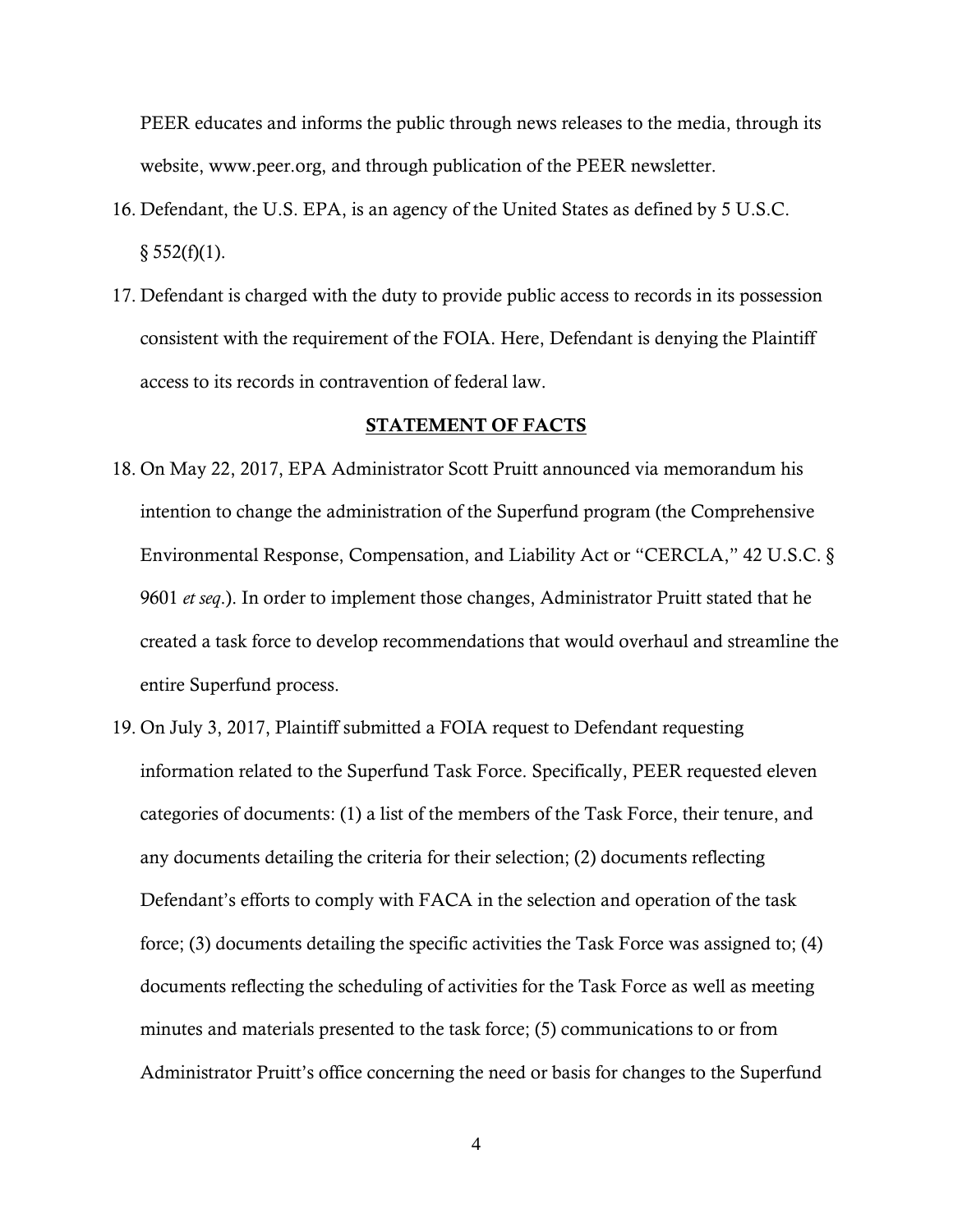PEER educates and informs the public through news releases to the media, through its website, www.peer.org, and through publication of the PEER newsletter.

16. Defendant, the U.S. EPA, is an agency of the United States as defined by 5 U.S.C. § 552(f)(1).
17. Defendant is charged with the duty to provide public access to records in its possession consistent with the requirement of the FOIA. Here, Defendant is denying the Plaintiff access to its records in contravention of federal law.

## STATEMENT OF FACTS

18. On May 22, 2017, EPA Administrator Scott Pruitt announced via memorandum his intention to change the administration of the Superfund program (the Comprehensive Environmental Response, Compensation, and Liability Act or "CERCLA," 42 U.S.C. § 9601 *et seq*.). In order to implement those changes, Administrator Pruitt stated that he created a task force to develop recommendations that would overhaul and streamline the entire Superfund process.
19. On July 3, 2017, Plaintiff submitted a FOIA request to Defendant requesting information related to the Superfund Task Force. Specifically, PEER requested eleven categories of documents: (1) a list of the members of the Task Force, their tenure, and any documents detailing the criteria for their selection; (2) documents reflecting Defendant's efforts to comply with FACA in the selection and operation of the task force; (3) documents detailing the specific activities the Task Force was assigned to; (4) documents reflecting the scheduling of activities for the Task Force as well as meeting minutes and materials presented to the task force; (5) communications to or from Administrator Pruitt's office concerning the need or basis for changes to the Superfund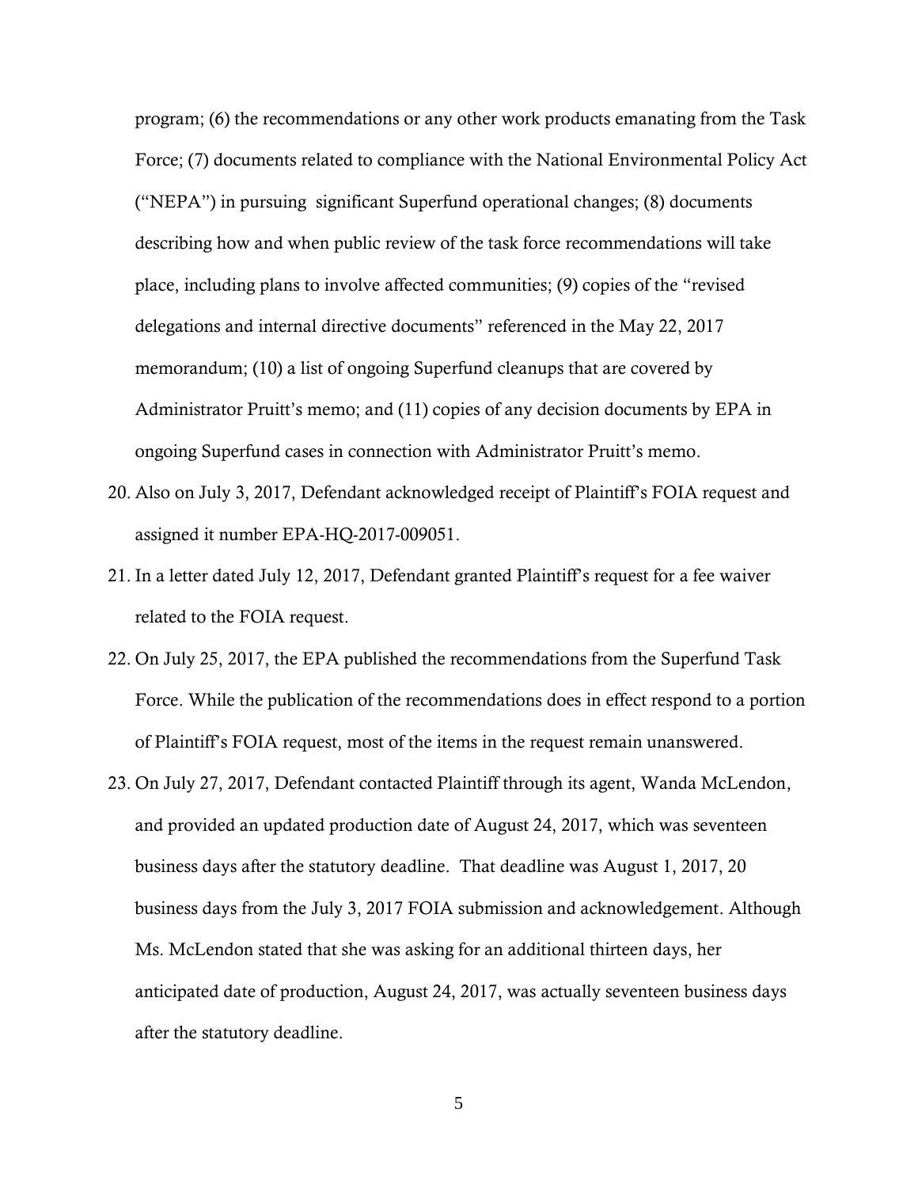program; (6) the recommendations or any other work products emanating from the Task Force; (7) documents related to compliance with the National Environmental Policy Act ("NEPA") in pursuing significant Superfund operational changes; (8) documents describing how and when public review of the task force recommendations will take place, including plans to involve affected communities; (9) copies of the "revised delegations and internal directive documents" referenced in the May 22, 2017 memorandum; (10) a list of ongoing Superfund cleanups that are covered by Administrator Pruitt's memo; and (11) copies of any decision documents by EPA in ongoing Superfund cases in connection with Administrator Pruitt's memo.

20. Also on July 3, 2017, Defendant acknowledged receipt of Plaintiff's FOIA request and assigned it number EPA-HQ-2017-009051.

21. In a letter dated July 12, 2017, Defendant granted Plaintiff's request for a fee waiver related to the FOIA request.

22. On July 25, 2017, the EPA published the recommendations from the Superfund Task Force. While the publication of the recommendations does in effect respond to a portion of Plaintiff's FOIA request, most of the items in the request remain unanswered.

23. On July 27, 2017, Defendant contacted Plaintiff through its agent, Wanda McLendon, and provided an updated production date of August 24, 2017, which was seventeen business days after the statutory deadline. That deadline was August 1, 2017, 20 business days from the July 3, 2017 FOIA submission and acknowledgement. Although Ms. McLendon stated that she was asking for an additional thirteen days, her anticipated date of production, August 24, 2017, was actually seventeen business days after the statutory deadline.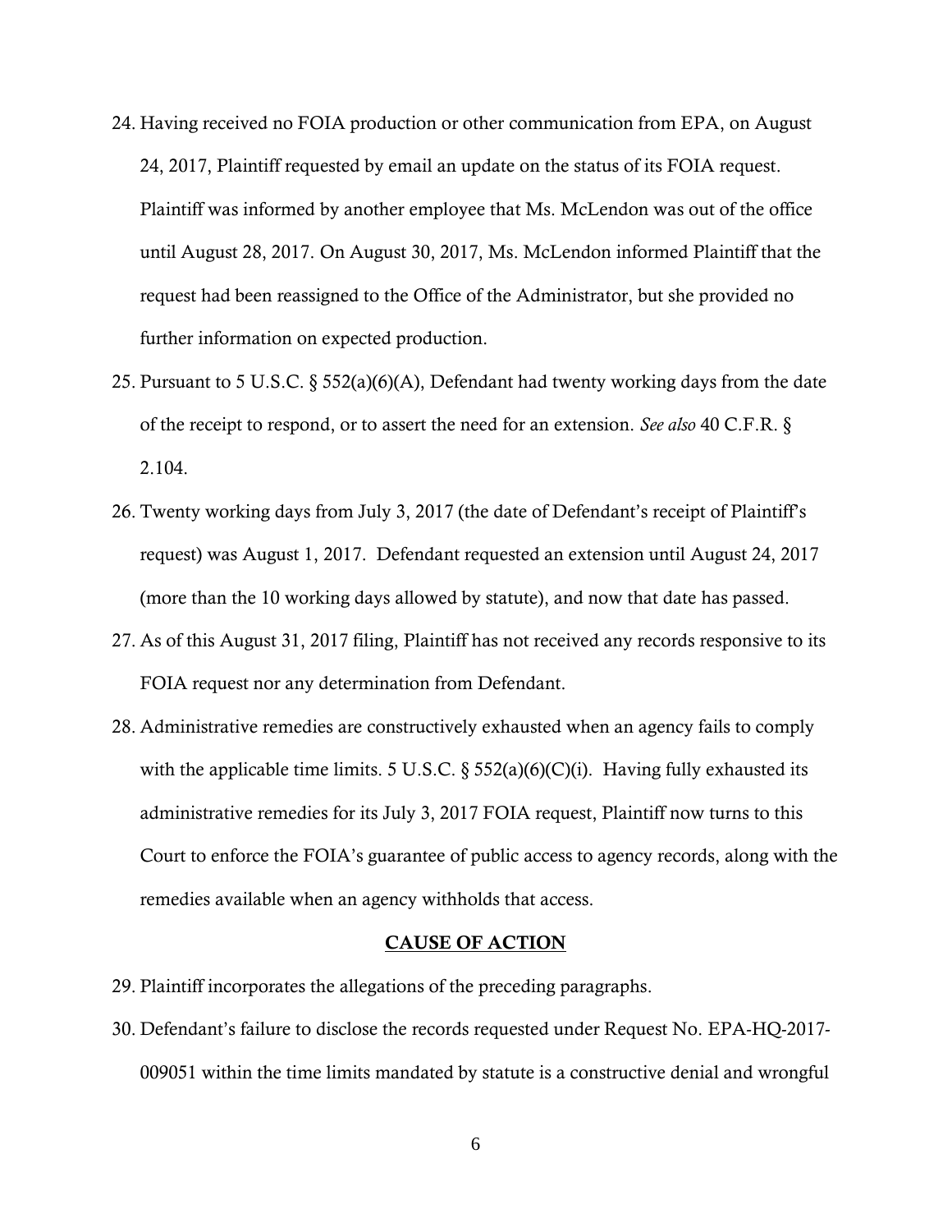24. Having received no FOIA production or other communication from EPA, on August 24, 2017, Plaintiff requested by email an update on the status of its FOIA request. Plaintiff was informed by another employee that Ms. McLendon was out of the office until August 28, 2017. On August 30, 2017, Ms. McLendon informed Plaintiff that the request had been reassigned to the Office of the Administrator, but she provided no further information on expected production.
25. Pursuant to 5 U.S.C. § 552(a)(6)(A), Defendant had twenty working days from the date of the receipt to respond, or to assert the need for an extension. *See also* 40 C.F.R. § 2.104.
26. Twenty working days from July 3, 2017 (the date of Defendant's receipt of Plaintiff's request) was August 1, 2017. Defendant requested an extension until August 24, 2017 (more than the 10 working days allowed by statute), and now that date has passed.
27. As of this August 31, 2017 filing, Plaintiff has not received any records responsive to its FOIA request nor any determination from Defendant.
28. Administrative remedies are constructively exhausted when an agency fails to comply with the applicable time limits. 5 U.S.C. § 552(a)(6)(C)(i). Having fully exhausted its administrative remedies for its July 3, 2017 FOIA request, Plaintiff now turns to this Court to enforce the FOIA's guarantee of public access to agency records, along with the remedies available when an agency withholds that access.

## CAUSE OF ACTION

29. Plaintiff incorporates the allegations of the preceding paragraphs.
30. Defendant's failure to disclose the records requested under Request No. EPA-HQ-2017-009051 within the time limits mandated by statute is a constructive denial and wrongful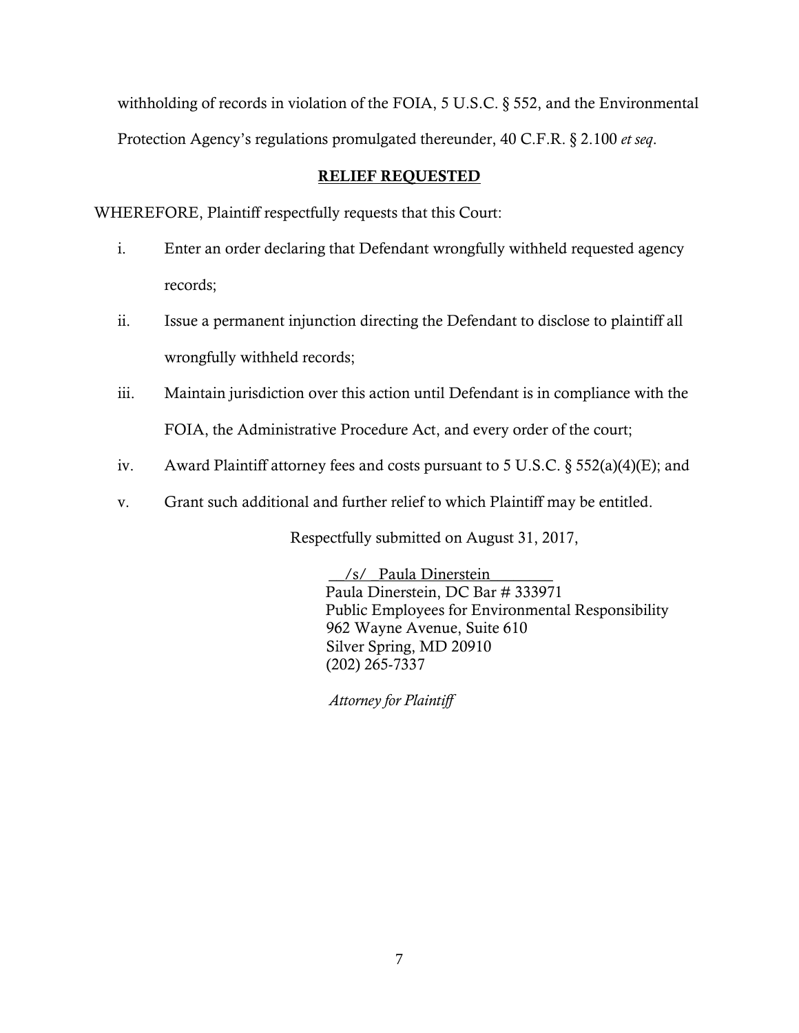withholding of records in violation of the FOIA, 5 U.S.C. § 552, and the Environmental Protection Agency's regulations promulgated thereunder, 40 C.F.R. § 2.100 *et seq*.

## RELIEF REQUESTED

WHEREFORE, Plaintiff respectfully requests that this Court:

i. Enter an order declaring that Defendant wrongfully withheld requested agency records;

ii. Issue a permanent injunction directing the Defendant to disclose to plaintiff all wrongfully withheld records;

iii. Maintain jurisdiction over this action until Defendant is in compliance with the FOIA, the Administrative Procedure Act, and every order of the court;

iv. Award Plaintiff attorney fees and costs pursuant to 5 U.S.C. § 552(a)(4)(E); and

v. Grant such additional and further relief to which Plaintiff may be entitled.

Respectfully submitted on August 31, 2017,

/s/ Paula Dinerstein
Paula Dinerstein, DC Bar # 333971
Public Employees for Environmental Responsibility
962 Wayne Avenue, Suite 610
Silver Spring, MD 20910
(202) 265-7337

*Attorney for Plaintiff*